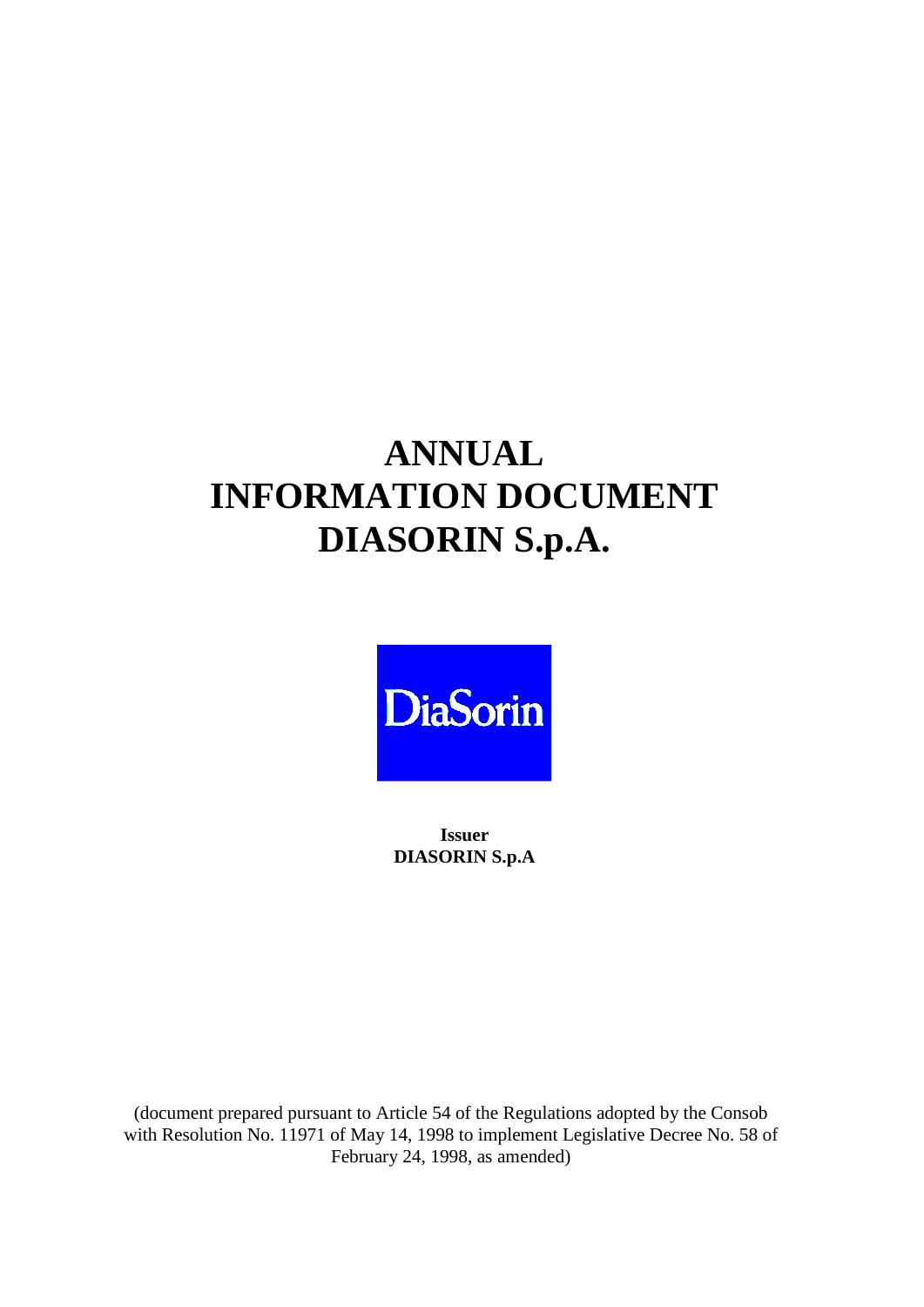# ANNUAL INFORMATION DOCUMENT DIASORIN S.p.A.

DiaSorin

**Issuer**
**DIASORIN S.p.A**

(document prepared pursuant to Article 54 of the Regulations adopted by the Consob with Resolution No. 11971 of May 14, 1998 to implement Legislative Decree No. 58 of February 24, 1998, as amended)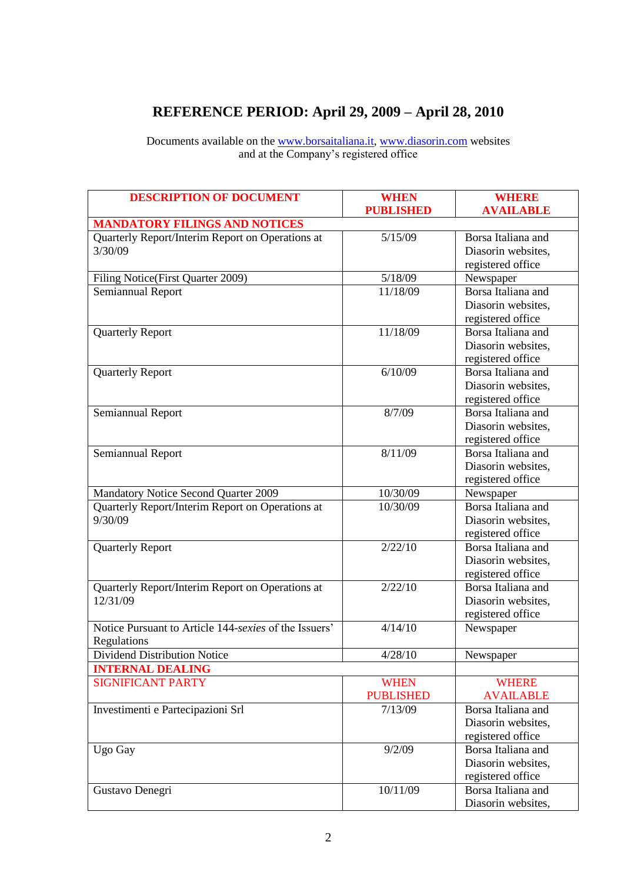# REFERENCE PERIOD: April 29, 2009 – April 28, 2010

Documents available on the www.borsaitaliana.it, www.diasorin.com websites and at the Company's registered office

| DESCRIPTION OF DOCUMENT | WHEN PUBLISHED | WHERE AVAILABLE |
|---|---|---|
| **MANDATORY FILINGS AND NOTICES** | | |
| Quarterly Report/Interim Report on Operations at 3/30/09 | 5/15/09 | Borsa Italiana and Diasorin websites, registered office |
| Filing Notice(First Quarter 2009) | 5/18/09 | Newspaper |
| Semiannual Report | 11/18/09 | Borsa Italiana and Diasorin websites, registered office |
| Quarterly Report | 11/18/09 | Borsa Italiana and Diasorin websites, registered office |
| Quarterly Report | 6/10/09 | Borsa Italiana and Diasorin websites, registered office |
| Semiannual Report | 8/7/09 | Borsa Italiana and Diasorin websites, registered office |
| Semiannual Report | 8/11/09 | Borsa Italiana and Diasorin websites, registered office |
| Mandatory Notice Second Quarter 2009 | 10/30/09 | Newspaper |
| Quarterly Report/Interim Report on Operations at 9/30/09 | 10/30/09 | Borsa Italiana and Diasorin websites, registered office |
| Quarterly Report | 2/22/10 | Borsa Italiana and Diasorin websites, registered office |
| Quarterly Report/Interim Report on Operations at 12/31/09 | 2/22/10 | Borsa Italiana and Diasorin websites, registered office |
| Notice Pursuant to Article 144-*sexies* of the Issuers' Regulations | 4/14/10 | Newspaper |
| Dividend Distribution Notice | 4/28/10 | Newspaper |
| **INTERNAL DEALING** | | |
| SIGNIFICANT PARTY | WHEN PUBLISHED | WHERE AVAILABLE |
| Investimenti e Partecipazioni Srl | 7/13/09 | Borsa Italiana and Diasorin websites, registered office |
| Ugo Gay | 9/2/09 | Borsa Italiana and Diasorin websites, registered office |
| Gustavo Denegri | 10/11/09 | Borsa Italiana and Diasorin websites, |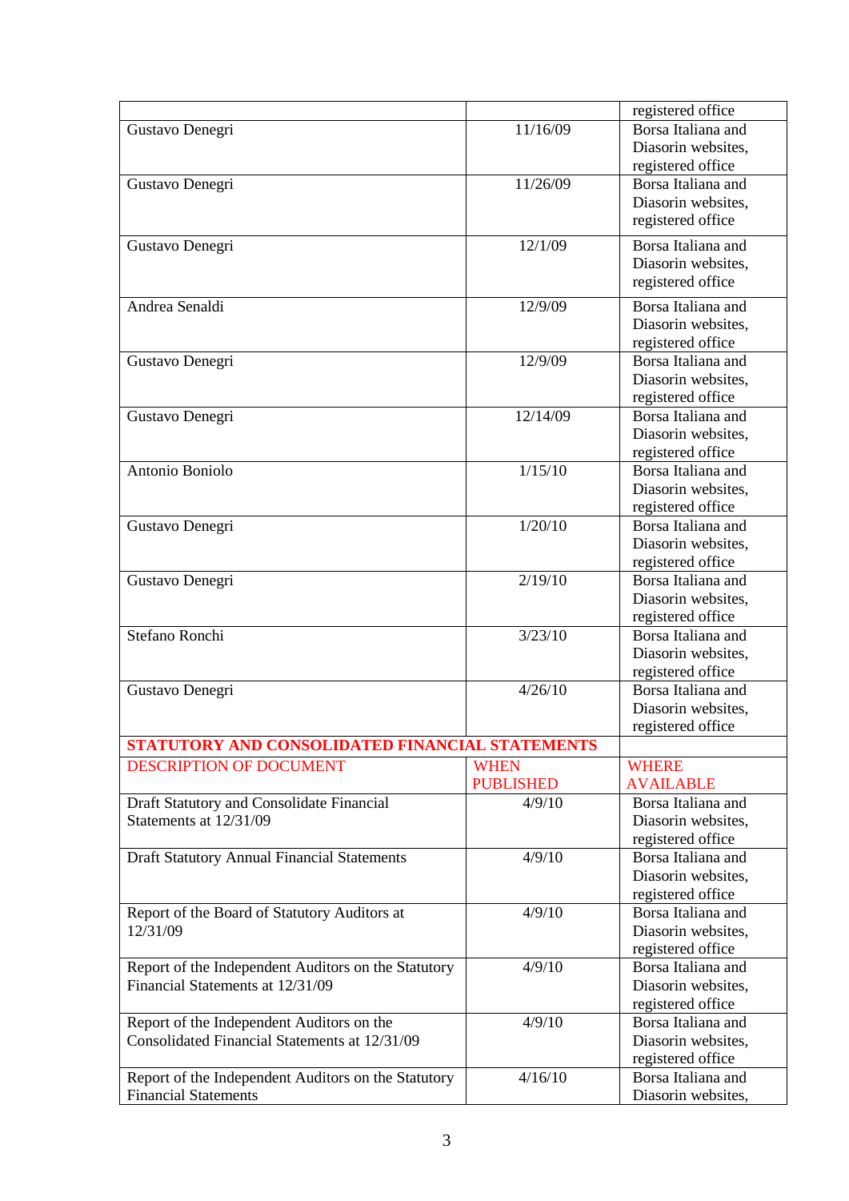| | | registered office |
|---|---|---|
| Gustavo Denegri | 11/16/09 | Borsa Italiana and Diasorin websites, registered office |
| Gustavo Denegri | 11/26/09 | Borsa Italiana and Diasorin websites, registered office |
| Gustavo Denegri | 12/1/09 | Borsa Italiana and Diasorin websites, registered office |
| Andrea Senaldi | 12/9/09 | Borsa Italiana and Diasorin websites, registered office |
| Gustavo Denegri | 12/9/09 | Borsa Italiana and Diasorin websites, registered office |
| Gustavo Denegri | 12/14/09 | Borsa Italiana and Diasorin websites, registered office |
| Antonio Boniolo | 1/15/10 | Borsa Italiana and Diasorin websites, registered office |
| Gustavo Denegri | 1/20/10 | Borsa Italiana and Diasorin websites, registered office |
| Gustavo Denegri | 2/19/10 | Borsa Italiana and Diasorin websites, registered office |
| Stefano Ronchi | 3/23/10 | Borsa Italiana and Diasorin websites, registered office |
| Gustavo Denegri | 4/26/10 | Borsa Italiana and Diasorin websites, registered office |
| **STATUTORY AND CONSOLIDATED FINANCIAL STATEMENTS** | | |
| DESCRIPTION OF DOCUMENT | WHEN PUBLISHED | WHERE AVAILABLE |
| Draft Statutory and Consolidate Financial Statements at 12/31/09 | 4/9/10 | Borsa Italiana and Diasorin websites, registered office |
| Draft Statutory Annual Financial Statements | 4/9/10 | Borsa Italiana and Diasorin websites, registered office |
| Report of the Board of Statutory Auditors at 12/31/09 | 4/9/10 | Borsa Italiana and Diasorin websites, registered office |
| Report of the Independent Auditors on the Statutory Financial Statements at 12/31/09 | 4/9/10 | Borsa Italiana and Diasorin websites, registered office |
| Report of the Independent Auditors on the Consolidated Financial Statements at 12/31/09 | 4/9/10 | Borsa Italiana and Diasorin websites, registered office |
| Report of the Independent Auditors on the Statutory Financial Statements | 4/16/10 | Borsa Italiana and Diasorin websites, |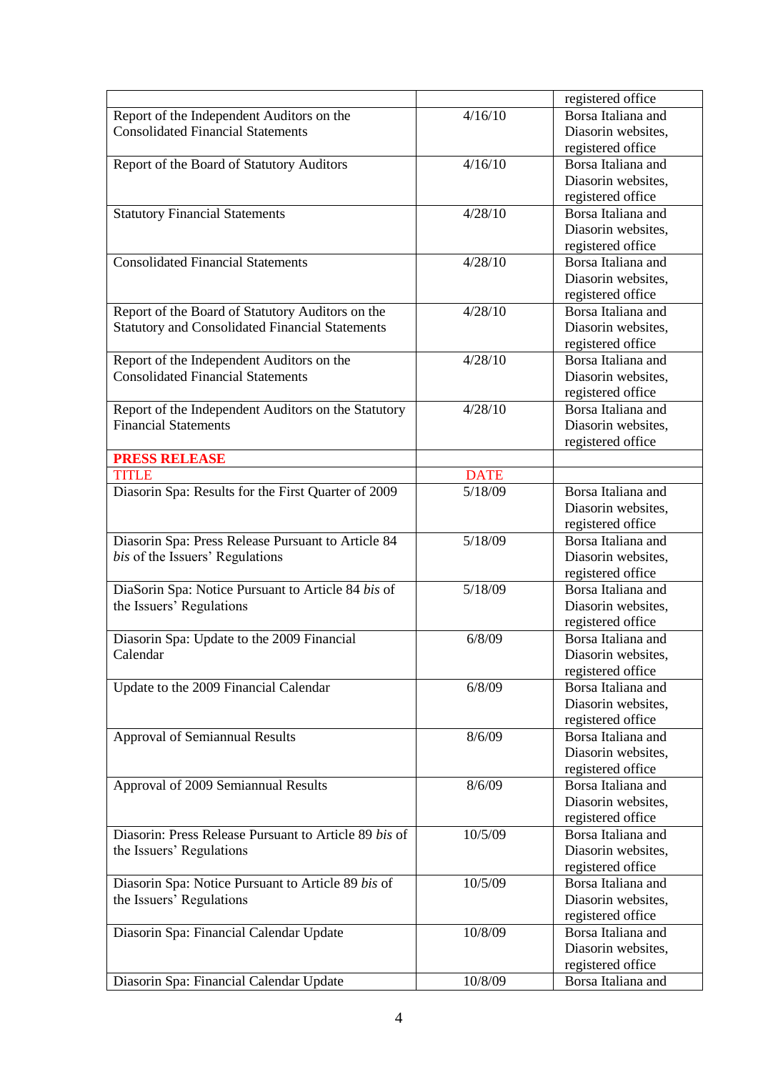| | | registered office |
|---|---|---|
| Report of the Independent Auditors on the Consolidated Financial Statements | 4/16/10 | Borsa Italiana and Diasorin websites, registered office |
| Report of the Board of Statutory Auditors | 4/16/10 | Borsa Italiana and Diasorin websites, registered office |
| Statutory Financial Statements | 4/28/10 | Borsa Italiana and Diasorin websites, registered office |
| Consolidated Financial Statements | 4/28/10 | Borsa Italiana and Diasorin websites, registered office |
| Report of the Board of Statutory Auditors on the Statutory and Consolidated Financial Statements | 4/28/10 | Borsa Italiana and Diasorin websites, registered office |
| Report of the Independent Auditors on the Consolidated Financial Statements | 4/28/10 | Borsa Italiana and Diasorin websites, registered office |
| Report of the Independent Auditors on the Statutory Financial Statements | 4/28/10 | Borsa Italiana and Diasorin websites, registered office |
| **PRESS RELEASE** | | |
| TITLE | DATE | |
| Diasorin Spa: Results for the First Quarter of 2009 | 5/18/09 | Borsa Italiana and Diasorin websites, registered office |
| Diasorin Spa: Press Release Pursuant to Article 84 *bis* of the Issuers' Regulations | 5/18/09 | Borsa Italiana and Diasorin websites, registered office |
| DiaSorin Spa: Notice Pursuant to Article 84 *bis* of the Issuers' Regulations | 5/18/09 | Borsa Italiana and Diasorin websites, registered office |
| Diasorin Spa: Update to the 2009 Financial Calendar | 6/8/09 | Borsa Italiana and Diasorin websites, registered office |
| Update to the 2009 Financial Calendar | 6/8/09 | Borsa Italiana and Diasorin websites, registered office |
| Approval of Semiannual Results | 8/6/09 | Borsa Italiana and Diasorin websites, registered office |
| Approval of 2009 Semiannual Results | 8/6/09 | Borsa Italiana and Diasorin websites, registered office |
| Diasorin: Press Release Pursuant to Article 89 *bis* of the Issuers' Regulations | 10/5/09 | Borsa Italiana and Diasorin websites, registered office |
| Diasorin Spa: Notice Pursuant to Article 89 *bis* of the Issuers' Regulations | 10/5/09 | Borsa Italiana and Diasorin websites, registered office |
| Diasorin Spa: Financial Calendar Update | 10/8/09 | Borsa Italiana and Diasorin websites, registered office |
| Diasorin Spa: Financial Calendar Update | 10/8/09 | Borsa Italiana and |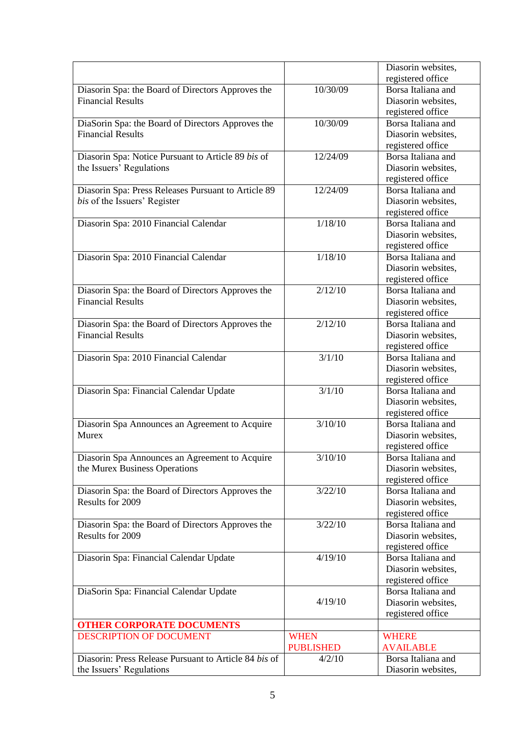| | | |
|---|---|---|
| | | Diasorin websites, registered office |
| Diasorin Spa: the Board of Directors Approves the Financial Results | 10/30/09 | Borsa Italiana and Diasorin websites, registered office |
| DiaSorin Spa: the Board of Directors Approves the Financial Results | 10/30/09 | Borsa Italiana and Diasorin websites, registered office |
| Diasorin Spa: Notice Pursuant to Article 89 *bis* of the Issuers' Regulations | 12/24/09 | Borsa Italiana and Diasorin websites, registered office |
| Diasorin Spa: Press Releases Pursuant to Article 89 *bis* of the Issuers' Register | 12/24/09 | Borsa Italiana and Diasorin websites, registered office |
| Diasorin Spa: 2010 Financial Calendar | 1/18/10 | Borsa Italiana and Diasorin websites, registered office |
| Diasorin Spa: 2010 Financial Calendar | 1/18/10 | Borsa Italiana and Diasorin websites, registered office |
| Diasorin Spa: the Board of Directors Approves the Financial Results | 2/12/10 | Borsa Italiana and Diasorin websites, registered office |
| Diasorin Spa: the Board of Directors Approves the Financial Results | 2/12/10 | Borsa Italiana and Diasorin websites, registered office |
| Diasorin Spa: 2010 Financial Calendar | 3/1/10 | Borsa Italiana and Diasorin websites, registered office |
| Diasorin Spa: Financial Calendar Update | 3/1/10 | Borsa Italiana and Diasorin websites, registered office |
| Diasorin Spa Announces an Agreement to Acquire Murex | 3/10/10 | Borsa Italiana and Diasorin websites, registered office |
| Diasorin Spa Announces an Agreement to Acquire the Murex Business Operations | 3/10/10 | Borsa Italiana and Diasorin websites, registered office |
| Diasorin Spa: the Board of Directors Approves the Results for 2009 | 3/22/10 | Borsa Italiana and Diasorin websites, registered office |
| Diasorin Spa: the Board of Directors Approves the Results for 2009 | 3/22/10 | Borsa Italiana and Diasorin websites, registered office |
| Diasorin Spa: Financial Calendar Update | 4/19/10 | Borsa Italiana and Diasorin websites, registered office |
| DiaSorin Spa: Financial Calendar Update | 4/19/10 | Borsa Italiana and Diasorin websites, registered office |
| **OTHER CORPORATE DOCUMENTS** | | |
| DESCRIPTION OF DOCUMENT | WHEN PUBLISHED | WHERE AVAILABLE |
| Diasorin: Press Release Pursuant to Article 84 *bis* of the Issuers' Regulations | 4/2/10 | Borsa Italiana and Diasorin websites, |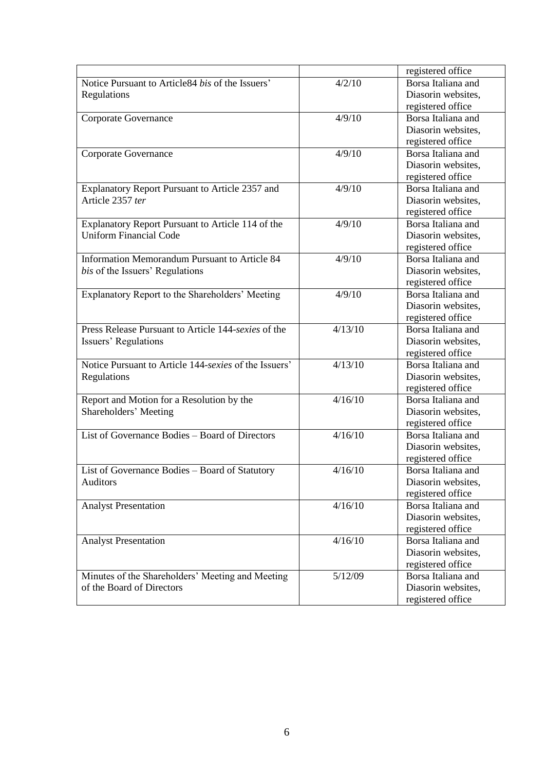| | | |
|---|---|---|
| | | registered office |
| Notice Pursuant to Article84 *bis* of the Issuers' Regulations | 4/2/10 | Borsa Italiana and Diasorin websites, registered office |
| Corporate Governance | 4/9/10 | Borsa Italiana and Diasorin websites, registered office |
| Corporate Governance | 4/9/10 | Borsa Italiana and Diasorin websites, registered office |
| Explanatory Report Pursuant to Article 2357 and Article 2357 *ter* | 4/9/10 | Borsa Italiana and Diasorin websites, registered office |
| Explanatory Report Pursuant to Article 114 of the Uniform Financial Code | 4/9/10 | Borsa Italiana and Diasorin websites, registered office |
| Information Memorandum Pursuant to Article 84 *bis* of the Issuers' Regulations | 4/9/10 | Borsa Italiana and Diasorin websites, registered office |
| Explanatory Report to the Shareholders' Meeting | 4/9/10 | Borsa Italiana and Diasorin websites, registered office |
| Press Release Pursuant to Article 144-*sexies* of the Issuers' Regulations | 4/13/10 | Borsa Italiana and Diasorin websites, registered office |
| Notice Pursuant to Article 144-*sexies* of the Issuers' Regulations | 4/13/10 | Borsa Italiana and Diasorin websites, registered office |
| Report and Motion for a Resolution by the Shareholders' Meeting | 4/16/10 | Borsa Italiana and Diasorin websites, registered office |
| List of Governance Bodies – Board of Directors | 4/16/10 | Borsa Italiana and Diasorin websites, registered office |
| List of Governance Bodies – Board of Statutory Auditors | 4/16/10 | Borsa Italiana and Diasorin websites, registered office |
| Analyst Presentation | 4/16/10 | Borsa Italiana and Diasorin websites, registered office |
| Analyst Presentation | 4/16/10 | Borsa Italiana and Diasorin websites, registered office |
| Minutes of the Shareholders' Meeting and Meeting of the Board of Directors | 5/12/09 | Borsa Italiana and Diasorin websites, registered office |